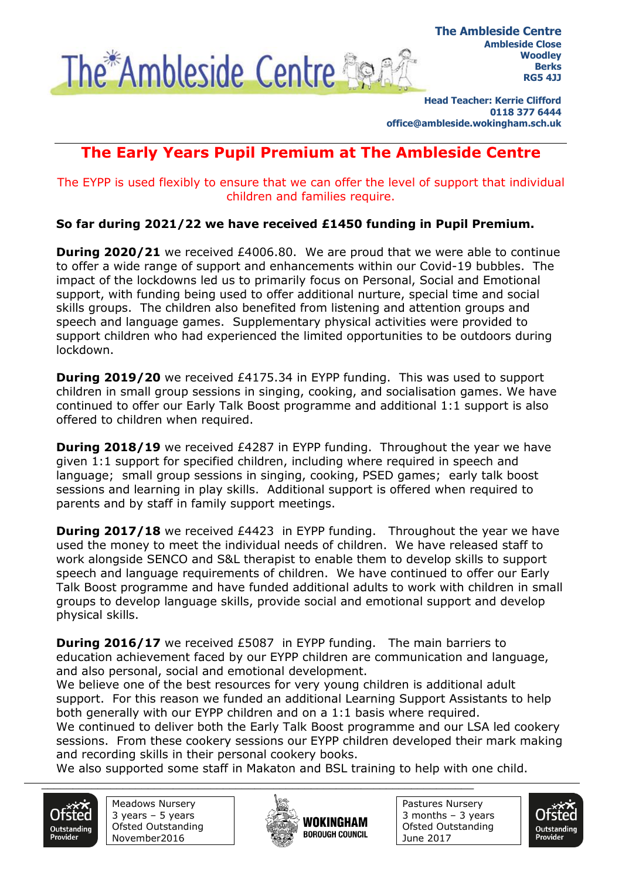The Ambleside Centre

**The Ambleside Centre**
**Ambleside Close**
**Woodley**
**Berks**
**RG5 4JJ**

**Head Teacher: Kerrie Clifford**
**0118 377 6444**
**office@ambleside.wokingham.sch.uk**

# The Early Years Pupil Premium at The Ambleside Centre

The EYPP is used flexibly to ensure that we can offer the level of support that individual children and families require.

**So far during 2021/22 we have received £1450 funding in Pupil Premium.**

**During 2020/21** we received £4006.80. We are proud that we were able to continue to offer a wide range of support and enhancements within our Covid-19 bubbles. The impact of the lockdowns led us to primarily focus on Personal, Social and Emotional support, with funding being used to offer additional nurture, special time and social skills groups. The children also benefited from listening and attention groups and speech and language games. Supplementary physical activities were provided to support children who had experienced the limited opportunities to be outdoors during lockdown.

**During 2019/20** we received £4175.34 in EYPP funding. This was used to support children in small group sessions in singing, cooking, and socialisation games. We have continued to offer our Early Talk Boost programme and additional 1:1 support is also offered to children when required.

**During 2018/19** we received £4287 in EYPP funding. Throughout the year we have given 1:1 support for specified children, including where required in speech and language; small group sessions in singing, cooking, PSED games; early talk boost sessions and learning in play skills. Additional support is offered when required to parents and by staff in family support meetings.

**During 2017/18** we received £4423 in EYPP funding. Throughout the year we have used the money to meet the individual needs of children. We have released staff to work alongside SENCO and S&L therapist to enable them to develop skills to support speech and language requirements of children. We have continued to offer our Early Talk Boost programme and have funded additional adults to work with children in small groups to develop language skills, provide social and emotional support and develop physical skills.

**During 2016/17** we received £5087 in EYPP funding. The main barriers to education achievement faced by our EYPP children are communication and language, and also personal, social and emotional development.
We believe one of the best resources for very young children is additional adult support. For this reason we funded an additional Learning Support Assistants to help both generally with our EYPP children and on a 1:1 basis where required.
We continued to deliver both the Early Talk Boost programme and our LSA led cookery sessions. From these cookery sessions our EYPP children developed their mark making and recording skills in their personal cookery books.
We also supported some staff in Makaton and BSL training to help with one child.

Ofsted Outstanding Provider | Meadows Nursery, 3 years – 5 years, Ofsted Outstanding November2016 | WOKINGHAM BOROUGH COUNCIL | Pastures Nursery, 3 months – 3 years, Ofsted Outstanding June 2017 | Ofsted Outstanding Provider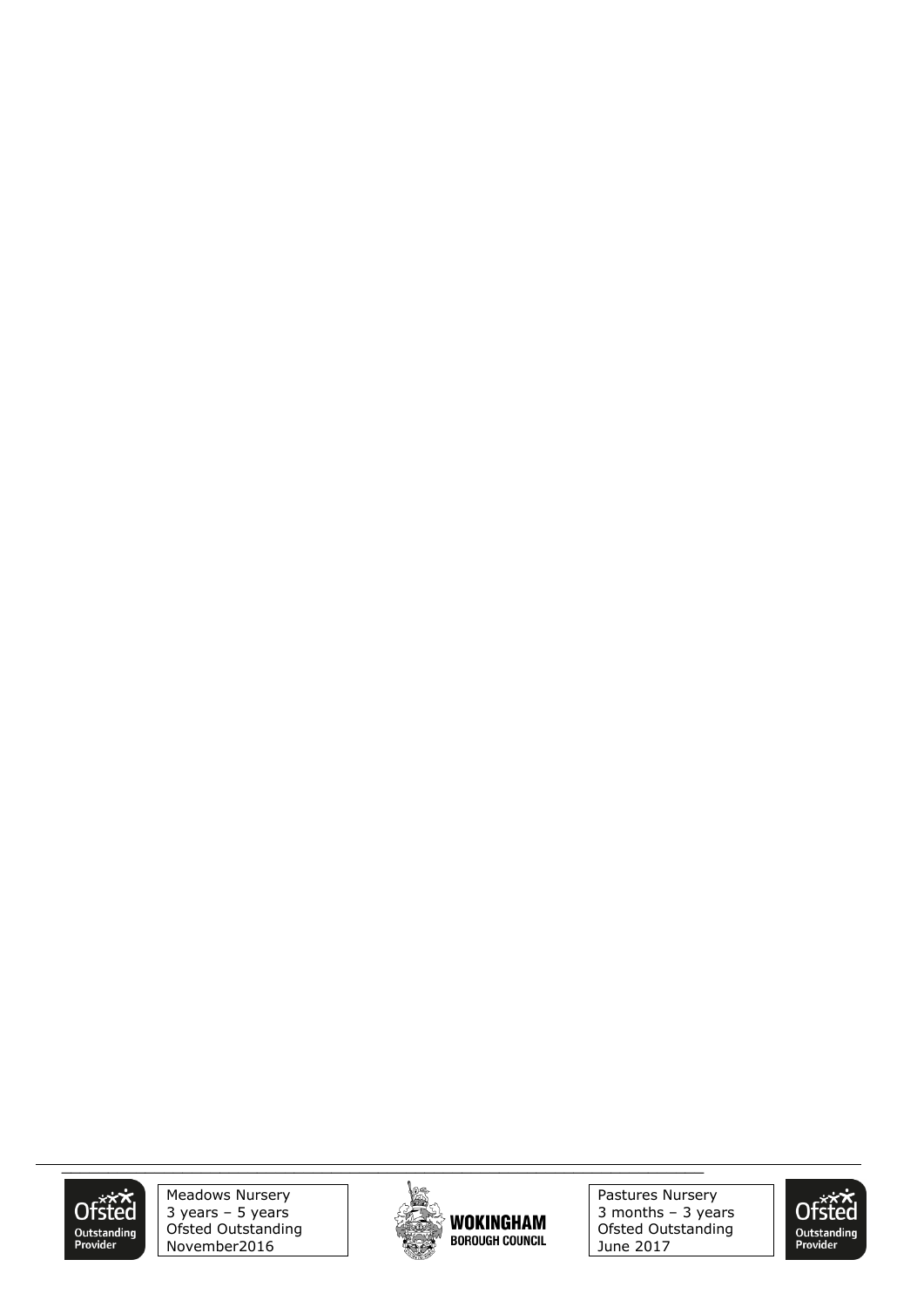Meadows Nursery
3 years – 5 years
Ofsted Outstanding
November2016

WOKINGHAM BOROUGH COUNCIL

Pastures Nursery
3 months – 3 years
Ofsted Outstanding
June 2017